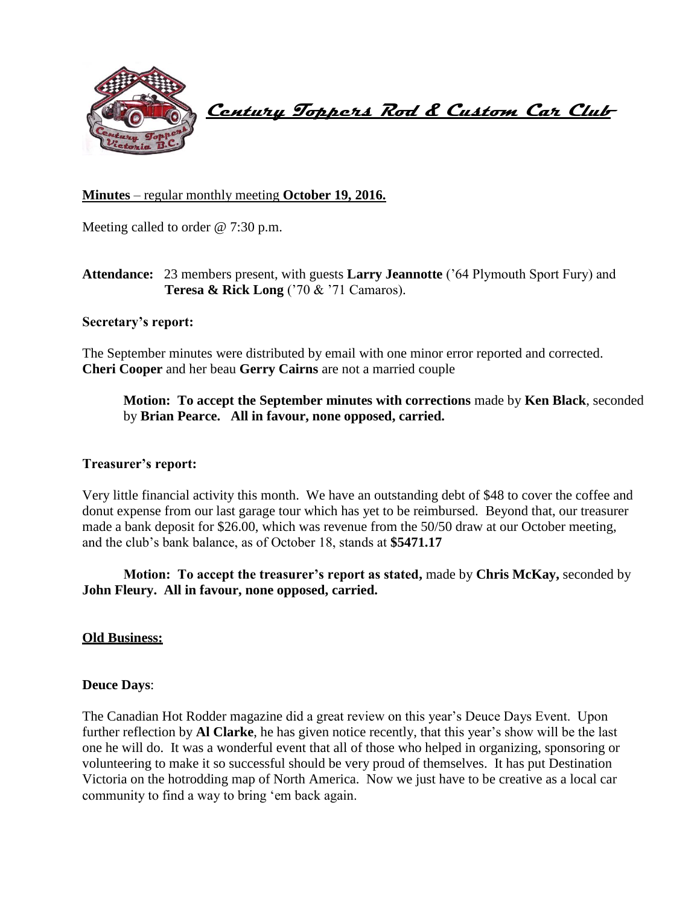# Century Toppers Rod & Custom Car Club

**Minutes** – regular monthly meeting **October 19, 2016.**

Meeting called to order @ 7:30 p.m.

**Attendance:** 23 members present, with guests **Larry Jeannotte** ('64 Plymouth Sport Fury) and **Teresa & Rick Long** ('70 & '71 Camaros).

**Secretary's report:**

The September minutes were distributed by email with one minor error reported and corrected. **Cheri Cooper** and her beau **Gerry Cairns** are not a married couple

**Motion: To accept the September minutes with corrections** made by **Ken Black**, seconded by **Brian Pearce. All in favour, none opposed, carried.**

**Treasurer's report:**

Very little financial activity this month. We have an outstanding debt of $48 to cover the coffee and donut expense from our last garage tour which has yet to be reimbursed. Beyond that, our treasurer made a bank deposit for $26.00, which was revenue from the 50/50 draw at our October meeting, and the club's bank balance, as of October 18, stands at **$5471.17**

**Motion: To accept the treasurer's report as stated,** made by **Chris McKay,** seconded by **John Fleury. All in favour, none opposed, carried.**

## Old Business:

**Deuce Days**:

The Canadian Hot Rodder magazine did a great review on this year's Deuce Days Event. Upon further reflection by **Al Clarke**, he has given notice recently, that this year's show will be the last one he will do. It was a wonderful event that all of those who helped in organizing, sponsoring or volunteering to make it so successful should be very proud of themselves. It has put Destination Victoria on the hotrodding map of North America. Now we just have to be creative as a local car community to find a way to bring 'em back again.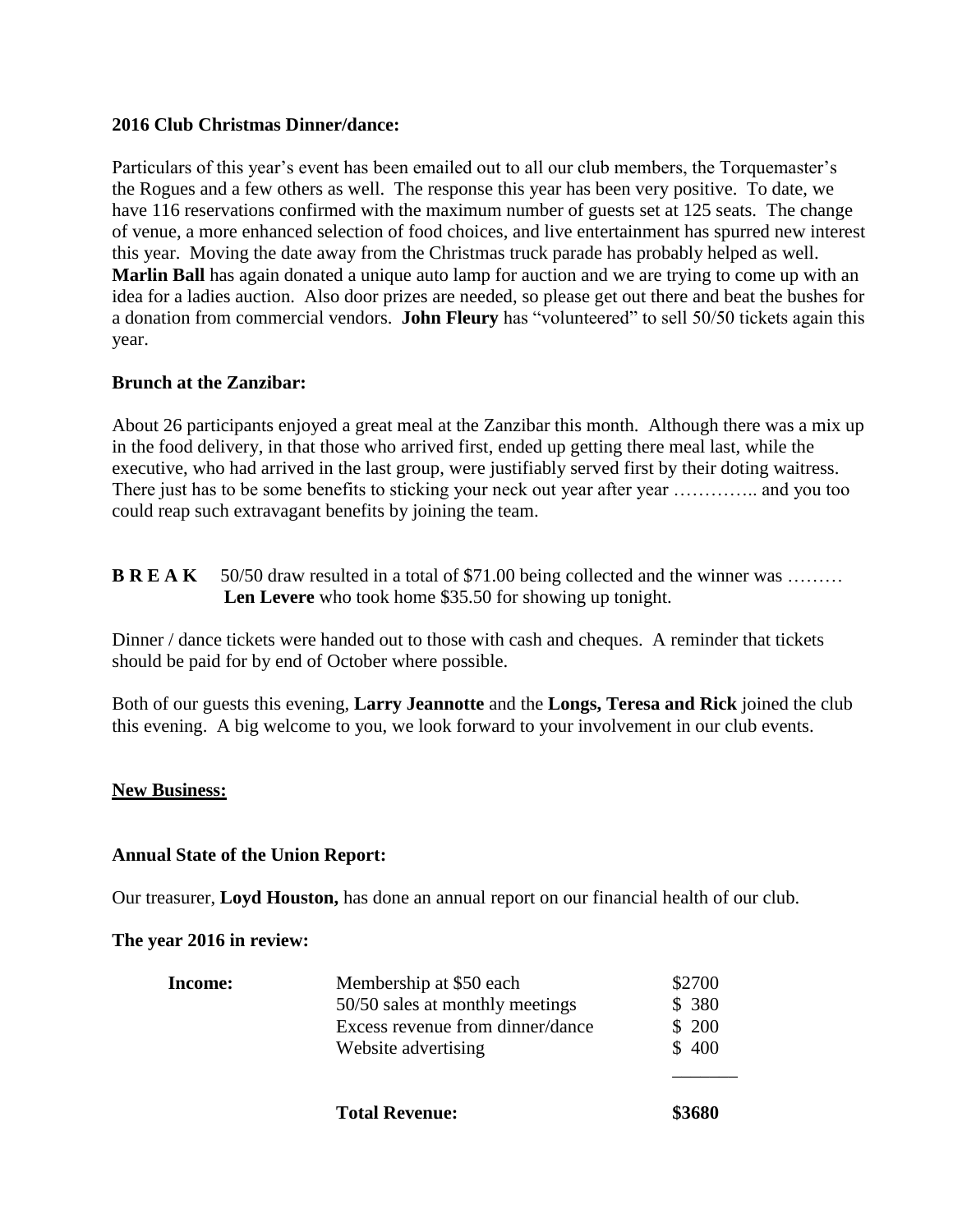**2016 Club Christmas Dinner/dance:**

Particulars of this year's event has been emailed out to all our club members, the Torquemaster's the Rogues and a few others as well. The response this year has been very positive. To date, we have 116 reservations confirmed with the maximum number of guests set at 125 seats. The change of venue, a more enhanced selection of food choices, and live entertainment has spurred new interest this year. Moving the date away from the Christmas truck parade has probably helped as well. **Marlin Ball** has again donated a unique auto lamp for auction and we are trying to come up with an idea for a ladies auction. Also door prizes are needed, so please get out there and beat the bushes for a donation from commercial vendors. **John Fleury** has "volunteered" to sell 50/50 tickets again this year.

**Brunch at the Zanzibar:**

About 26 participants enjoyed a great meal at the Zanzibar this month. Although there was a mix up in the food delivery, in that those who arrived first, ended up getting there meal last, while the executive, who had arrived in the last group, were justifiably served first by their doting waitress. There just has to be some benefits to sticking your neck out year after year ………….. and you too could reap such extravagant benefits by joining the team.

**B R E A K** 50/50 draw resulted in a total of $71.00 being collected and the winner was ……… **Len Levere** who took home $35.50 for showing up tonight.

Dinner / dance tickets were handed out to those with cash and cheques. A reminder that tickets should be paid for by end of October where possible.

Both of our guests this evening, **Larry Jeannotte** and the **Longs, Teresa and Rick** joined the club this evening. A big welcome to you, we look forward to your involvement in our club events.

**<u>New Business:</u>**

**Annual State of the Union Report:**

Our treasurer, **Loyd Houston,** has done an annual report on our financial health of our club.

**The year 2016 in review:**

| | | |
|---|---|---|
| **Income:** | Membership at $50 each | $2700 |
| | 50/50 sales at monthly meetings | $ 380 |
| | Excess revenue from dinner/dance | $ 200 |
| | Website advertising | $ 400 |
| | **Total Revenue:** | **$3680** |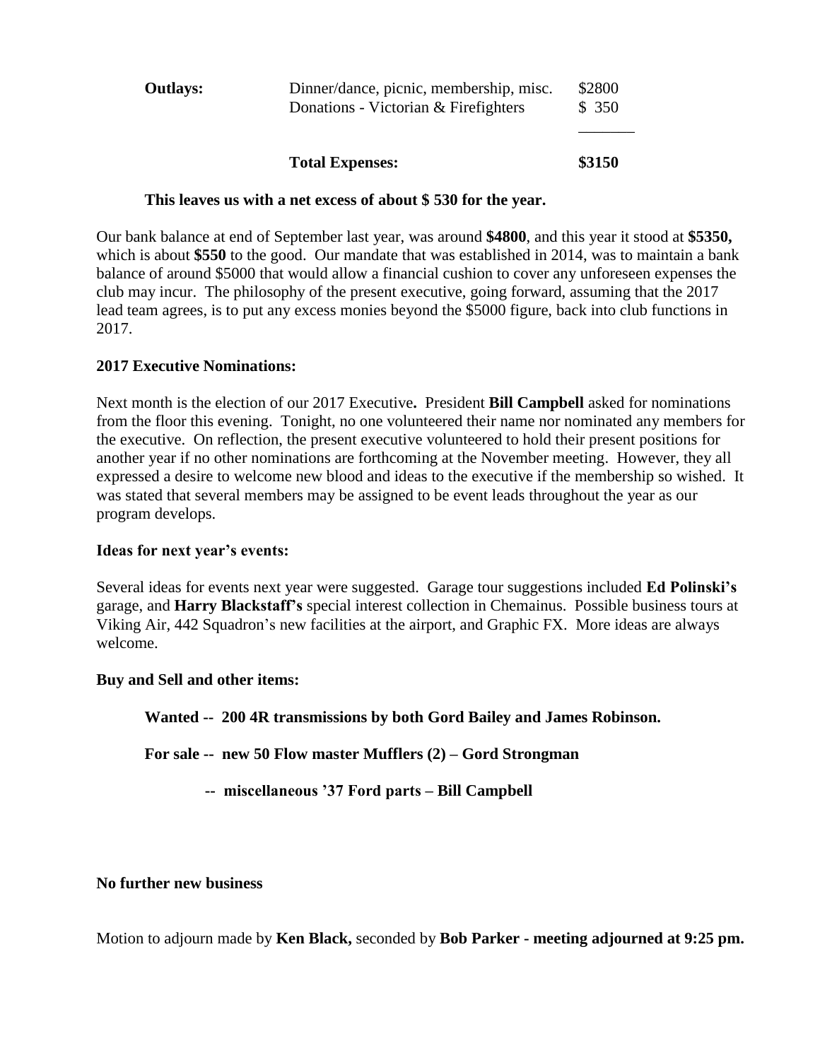| | | |
|---|---|---|
| **Outlays:** | Dinner/dance, picnic, membership, misc. | $2800 |
| | Donations - Victorian & Firefighters | $ 350 |
| | **Total Expenses:** | **$3150** |

**This leaves us with a net excess of about $ 530 for the year.**

Our bank balance at end of September last year, was around **$4800**, and this year it stood at **$5350,** which is about **$550** to the good. Our mandate that was established in 2014, was to maintain a bank balance of around $5000 that would allow a financial cushion to cover any unforeseen expenses the club may incur. The philosophy of the present executive, going forward, assuming that the 2017 lead team agrees, is to put any excess monies beyond the $5000 figure, back into club functions in 2017.

**2017 Executive Nominations:**

Next month is the election of our 2017 Executive**.** President **Bill Campbell** asked for nominations from the floor this evening. Tonight, no one volunteered their name nor nominated any members for the executive. On reflection, the present executive volunteered to hold their present positions for another year if no other nominations are forthcoming at the November meeting. However, they all expressed a desire to welcome new blood and ideas to the executive if the membership so wished. It was stated that several members may be assigned to be event leads throughout the year as our program develops.

**Ideas for next year's events:**

Several ideas for events next year were suggested. Garage tour suggestions included **Ed Polinski's** garage, and **Harry Blackstaff's** special interest collection in Chemainus. Possible business tours at Viking Air, 442 Squadron's new facilities at the airport, and Graphic FX. More ideas are always welcome.

**Buy and Sell and other items:**

**Wanted -- 200 4R transmissions by both Gord Bailey and James Robinson.**

**For sale -- new 50 Flow master Mufflers (2) – Gord Strongman**

**-- miscellaneous '37 Ford parts – Bill Campbell**

**No further new business**

Motion to adjourn made by **Ken Black,** seconded by **Bob Parker - meeting adjourned at 9:25 pm.**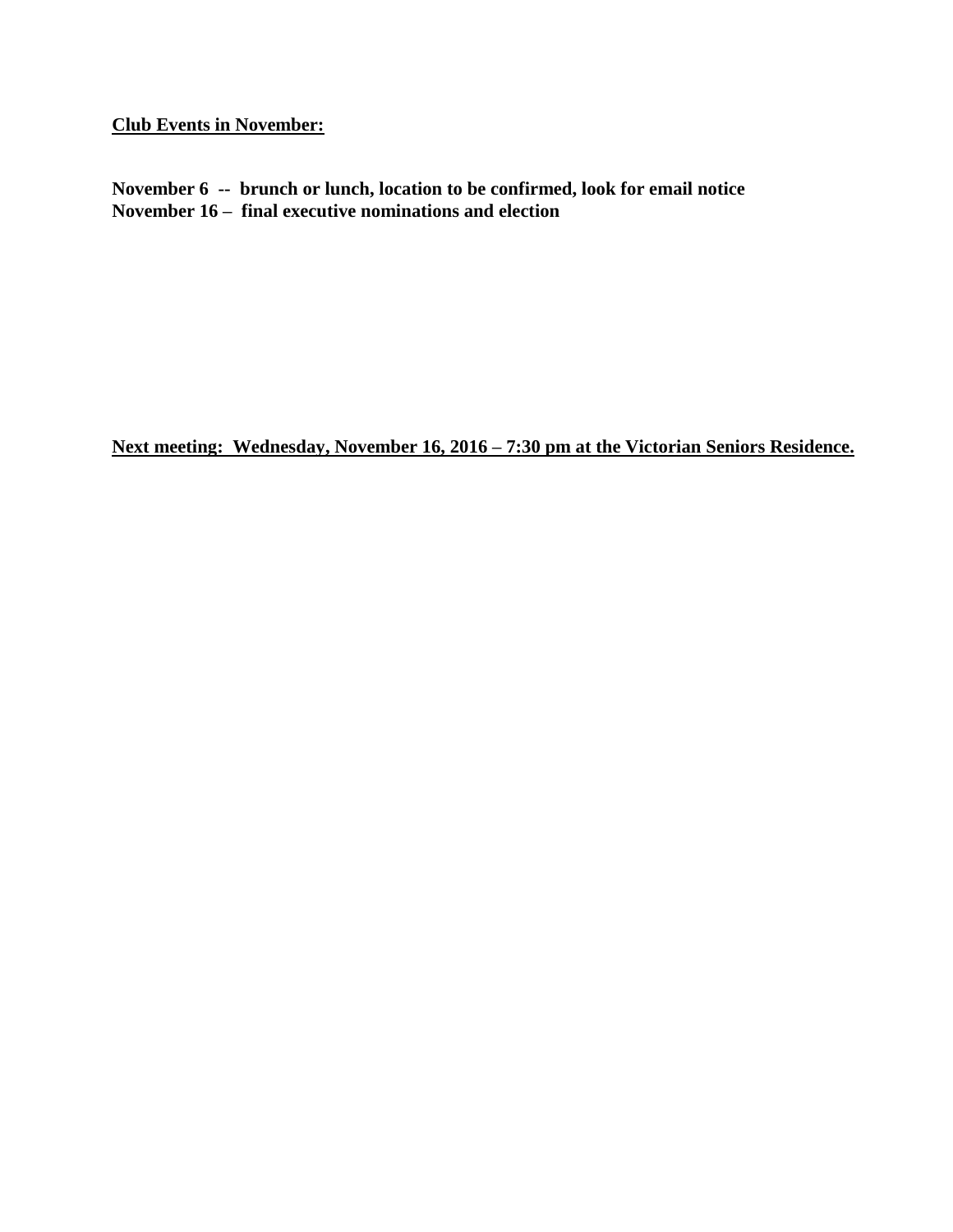**<u>Club Events in November:</u>**

**November 6 -- brunch or lunch, location to be confirmed, look for email notice**
**November 16 – final executive nominations and election**

**<u>Next meeting: Wednesday, November 16, 2016 – 7:30 pm at the Victorian Seniors Residence.</u>**